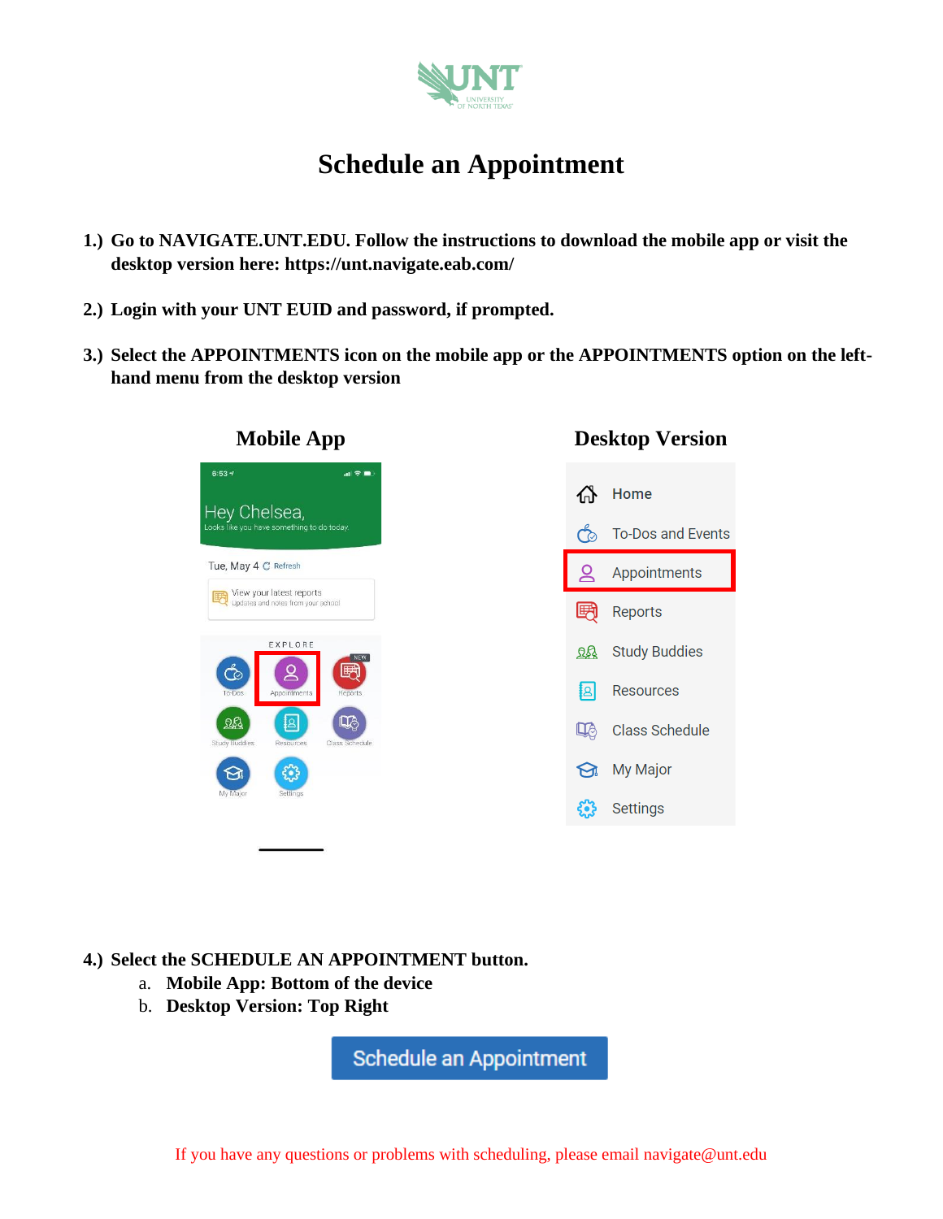# Schedule an Appointment

1.) Go to NAVIGATE.UNT.EDU. Follow the instructions to download the mobile app or visit the desktop version here: https://unt.navigate.eab.com/

2.) Login with your UNT EUID and password, if prompted.

3.) Select the APPOINTMENTS icon on the mobile app or the APPOINTMENTS option on the left-hand menu from the desktop version

**Mobile App** **Desktop Version**

4.) Select the SCHEDULE AN APPOINTMENT button.

   a. Mobile App: Bottom of the device

   b. Desktop Version: Top Right

If you have any questions or problems with scheduling, please email navigate@unt.edu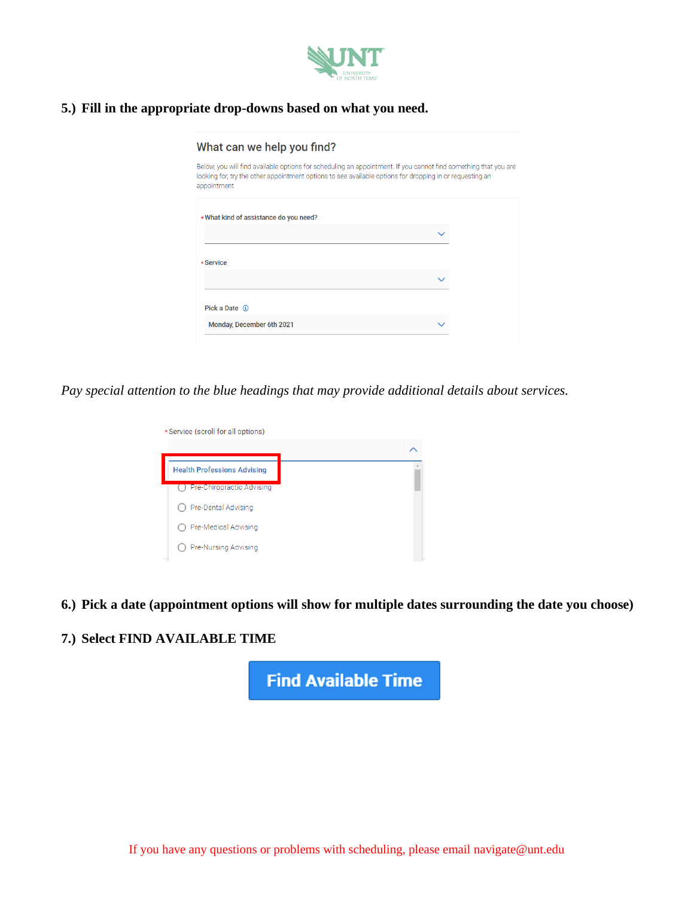**5.) Fill in the appropriate drop-downs based on what you need.**

What can we help you find?

Below, you will find available options for scheduling an appointment. If you cannot find something that you are looking for, try the other appointment options to see available options for dropping in or requesting an appointment.

*What kind of assistance do you need?

*Service

Pick a Date

Monday, December 6th 2021

*Pay special attention to the blue headings that may provide additional details about services.*

*Service (scroll for all options)

Health Professions Advising

- Pre-Chiropractic Advising
- Pre-Dental Advising
- Pre-Medical Advising
- Pre-Nursing Advising

**6.) Pick a date (appointment options will show for multiple dates surrounding the date you choose)**

**7.) Select FIND AVAILABLE TIME**

Find Available Time

If you have any questions or problems with scheduling, please email navigate@unt.edu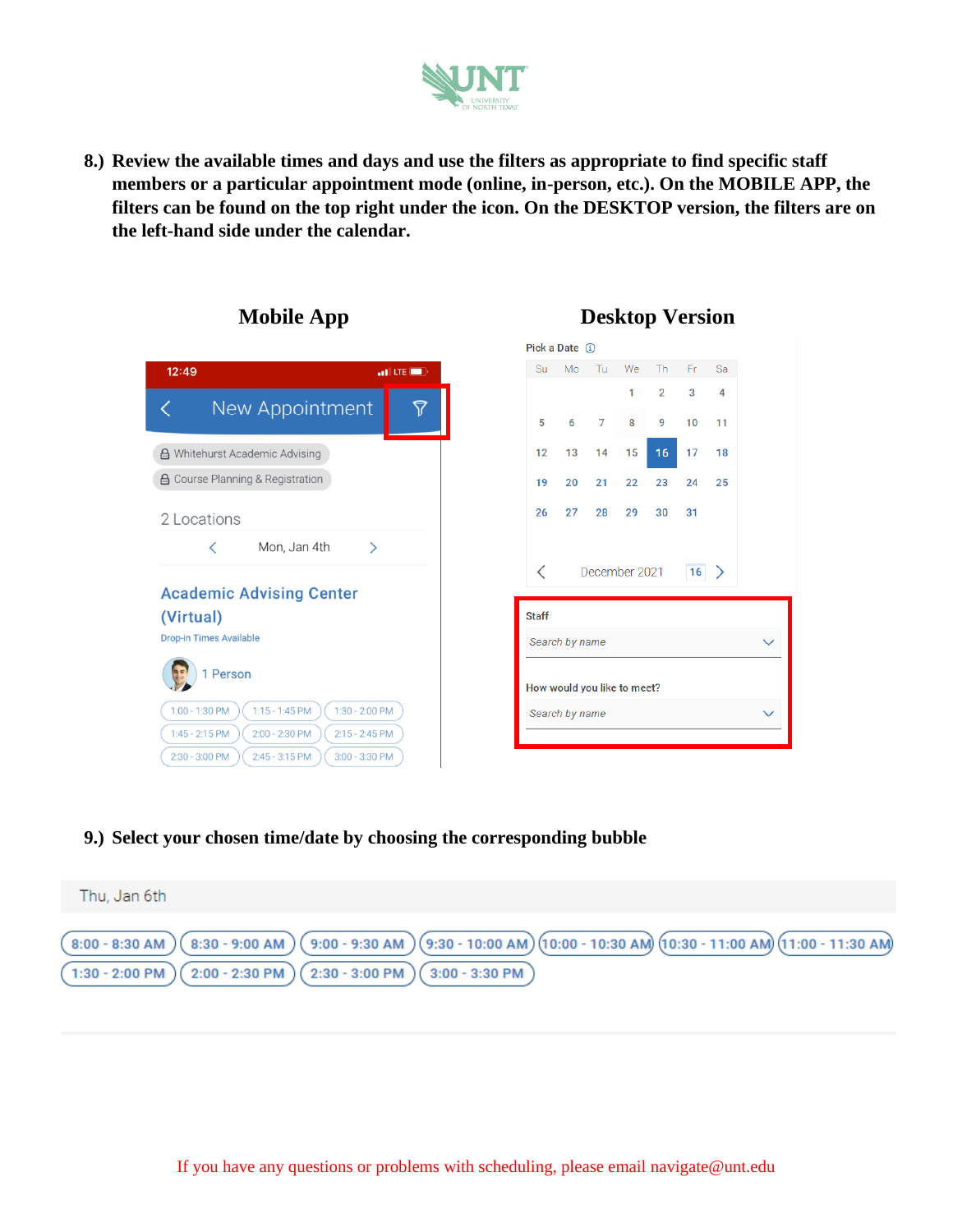8.) **Review the available times and days and use the filters as appropriate to find specific staff members or a particular appointment mode (online, in-person, etc.). On the MOBILE APP, the filters can be found on the top right under the icon. On the DESKTOP version, the filters are on the left-hand side under the calendar.**

**Mobile App**

**Desktop Version**

9.) **Select your chosen time/date by choosing the corresponding bubble**

If you have any questions or problems with scheduling, please email navigate@unt.edu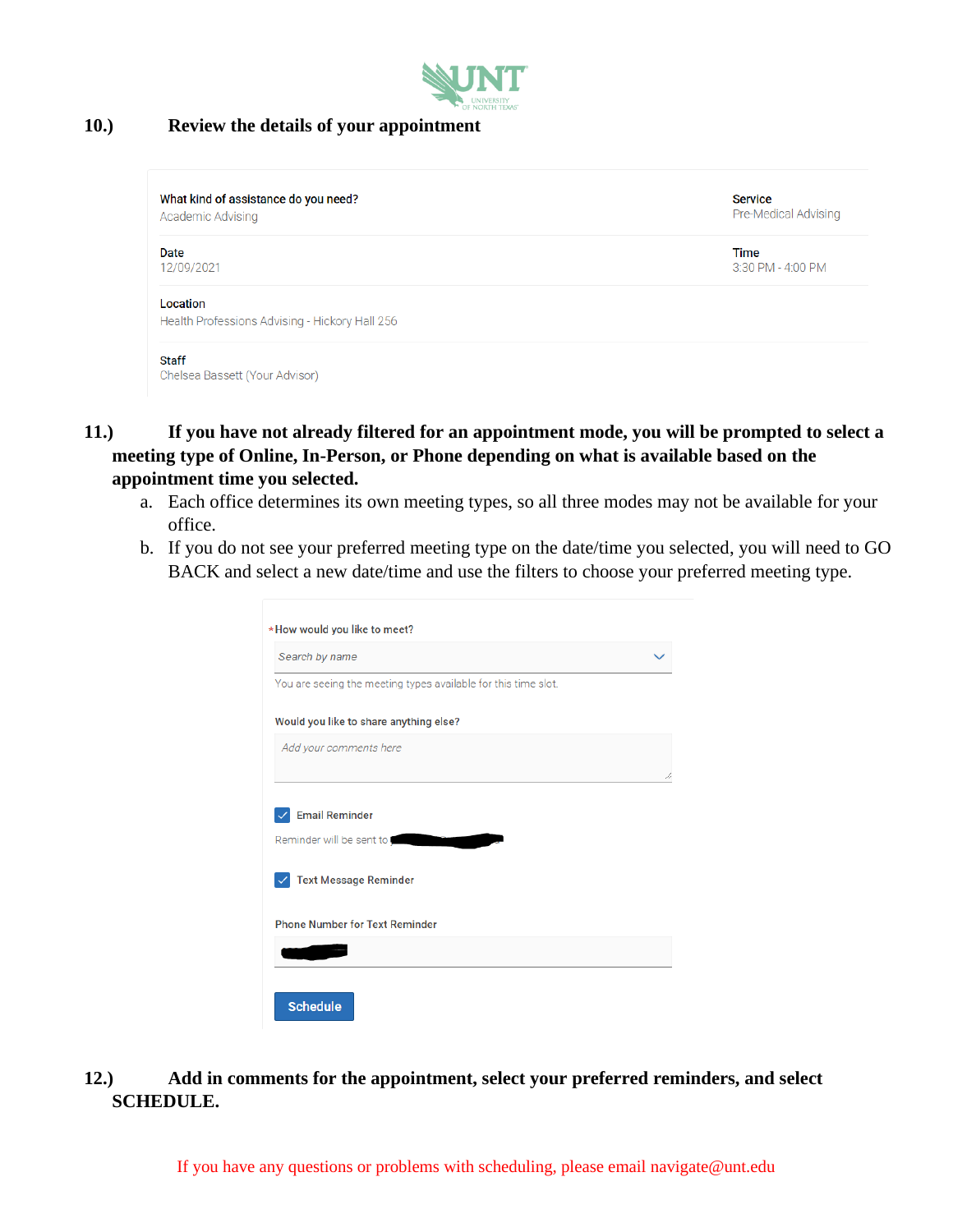**10.) Review the details of your appointment**

What kind of assistance do you need?
Academic Advising

Service
Pre-Medical Advising

Date
12/09/2021

Time
3:30 PM - 4:00 PM

Location
Health Professions Advising - Hickory Hall 256

Staff
Chelsea Bassett (Your Advisor)

**11.) If you have not already filtered for an appointment mode, you will be prompted to select a meeting type of Online, In-Person, or Phone depending on what is available based on the appointment time you selected.**

a. Each office determines its own meeting types, so all three modes may not be available for your office.
b. If you do not see your preferred meeting type on the date/time you selected, you will need to GO BACK and select a new date/time and use the filters to choose your preferred meeting type.

*How would you like to meet?
Search by name
You are seeing the meeting types available for this time slot.

Would you like to share anything else?
Add your comments here

Email Reminder
Reminder will be sent to

Text Message Reminder

Phone Number for Text Reminder

Schedule

**12.) Add in comments for the appointment, select your preferred reminders, and select SCHEDULE.**

If you have any questions or problems with scheduling, please email navigate@unt.edu